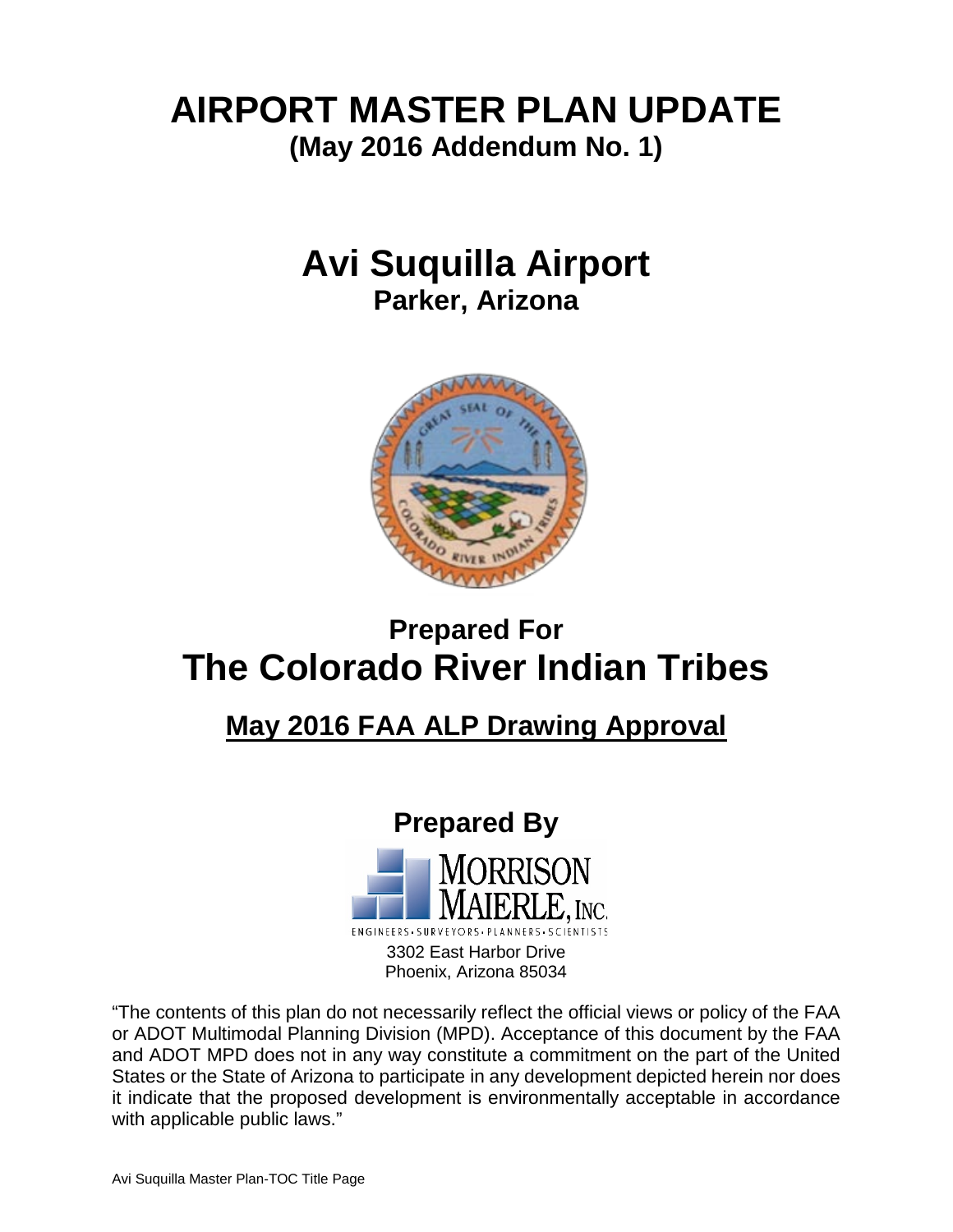# AIRPORT MASTER PLAN UPDATE

**(May 2016 Addendum No. 1)**

# Avi Suquilla Airport

**Parker, Arizona**

## Prepared For

# The Colorado River Indian Tribes

## May 2016 FAA ALP Drawing Approval

## Prepared By

MORRISON MAIERLE, INC.

ENGINEERS • SURVEYORS • PLANNERS • SCIENTISTS

3302 East Harbor Drive
Phoenix, Arizona 85034

"The contents of this plan do not necessarily reflect the official views or policy of the FAA or ADOT Multimodal Planning Division (MPD). Acceptance of this document by the FAA and ADOT MPD does not in any way constitute a commitment on the part of the United States or the State of Arizona to participate in any development depicted herein nor does it indicate that the proposed development is environmentally acceptable in accordance with applicable public laws."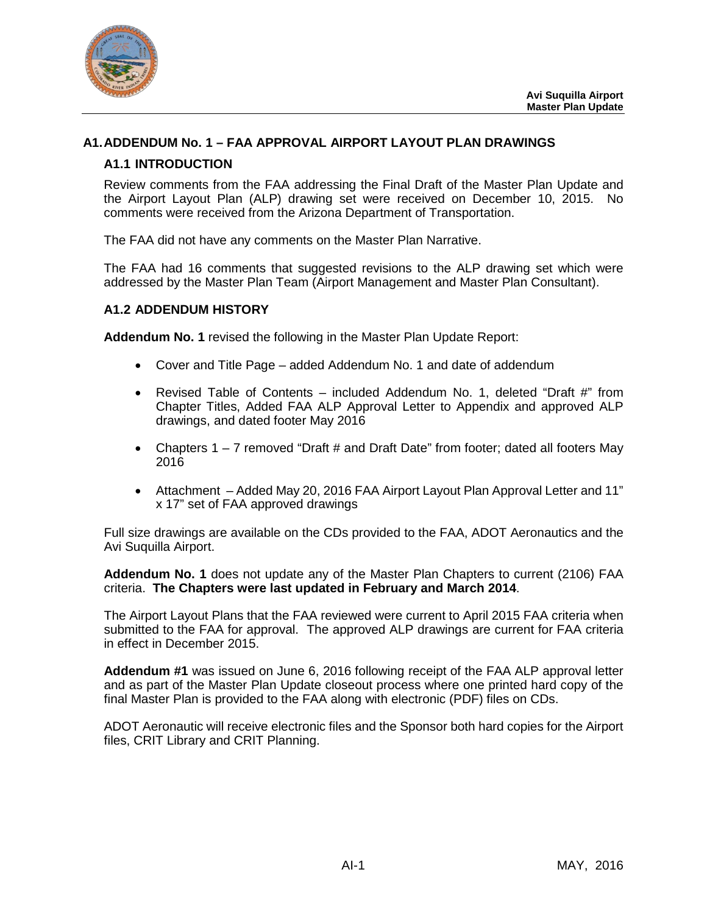# A1. ADDENDUM No. 1 – FAA APPROVAL AIRPORT LAYOUT PLAN DRAWINGS

## A1.1 INTRODUCTION

Review comments from the FAA addressing the Final Draft of the Master Plan Update and the Airport Layout Plan (ALP) drawing set were received on December 10, 2015. No comments were received from the Arizona Department of Transportation.

The FAA did not have any comments on the Master Plan Narrative.

The FAA had 16 comments that suggested revisions to the ALP drawing set which were addressed by the Master Plan Team (Airport Management and Master Plan Consultant).

## A1.2 ADDENDUM HISTORY

**Addendum No. 1** revised the following in the Master Plan Update Report:

- Cover and Title Page – added Addendum No. 1 and date of addendum
- Revised Table of Contents – included Addendum No. 1, deleted "Draft #" from Chapter Titles, Added FAA ALP Approval Letter to Appendix and approved ALP drawings, and dated footer May 2016
- Chapters 1 – 7 removed "Draft # and Draft Date" from footer; dated all footers May 2016
- Attachment – Added May 20, 2016 FAA Airport Layout Plan Approval Letter and 11" x 17" set of FAA approved drawings

Full size drawings are available on the CDs provided to the FAA, ADOT Aeronautics and the Avi Suquilla Airport.

**Addendum No. 1** does not update any of the Master Plan Chapters to current (2106) FAA criteria. **The Chapters were last updated in February and March 2014**.

The Airport Layout Plans that the FAA reviewed were current to April 2015 FAA criteria when submitted to the FAA for approval. The approved ALP drawings are current for FAA criteria in effect in December 2015.

**Addendum #1** was issued on June 6, 2016 following receipt of the FAA ALP approval letter and as part of the Master Plan Update closeout process where one printed hard copy of the final Master Plan is provided to the FAA along with electronic (PDF) files on CDs.

ADOT Aeronautic will receive electronic files and the Sponsor both hard copies for the Airport files, CRIT Library and CRIT Planning.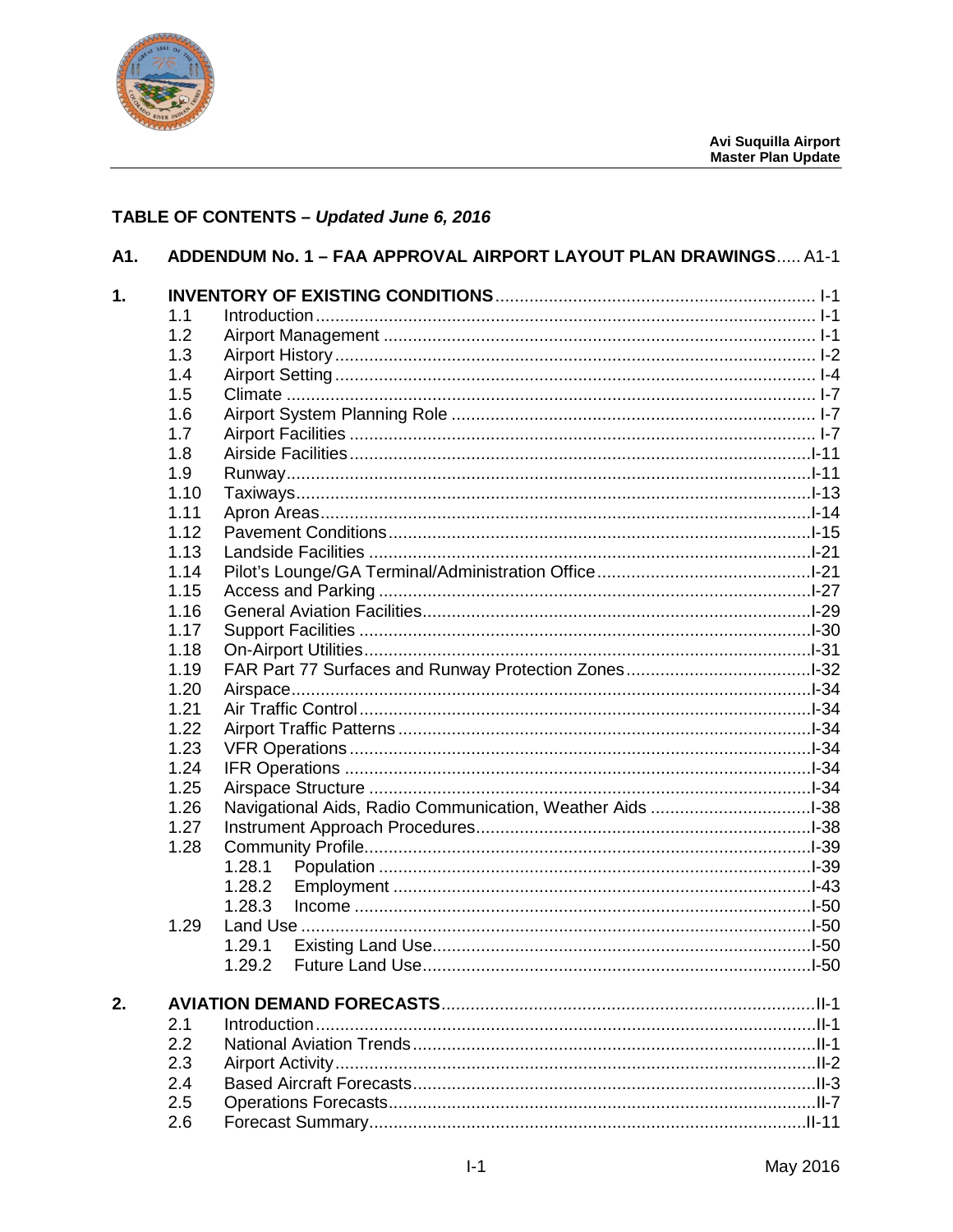## TABLE OF CONTENTS – *Updated June 6, 2016*

| | | | |
|---|---|---|---|
| **A1.** | **ADDENDUM No. 1 – FAA APPROVAL AIRPORT LAYOUT PLAN DRAWINGS** | | A1-1 |
| **1.** | **INVENTORY OF EXISTING CONDITIONS** | | I-1 |
| | 1.1 | Introduction | I-1 |
| | 1.2 | Airport Management | I-1 |
| | 1.3 | Airport History | I-2 |
| | 1.4 | Airport Setting | I-4 |
| | 1.5 | Climate | I-7 |
| | 1.6 | Airport System Planning Role | I-7 |
| | 1.7 | Airport Facilities | I-7 |
| | 1.8 | Airside Facilities | I-11 |
| | 1.9 | Runway | I-11 |
| | 1.10 | Taxiways | I-13 |
| | 1.11 | Apron Areas | I-14 |
| | 1.12 | Pavement Conditions | I-15 |
| | 1.13 | Landside Facilities | I-21 |
| | 1.14 | Pilot's Lounge/GA Terminal/Administration Office | I-21 |
| | 1.15 | Access and Parking | I-27 |
| | 1.16 | General Aviation Facilities | I-29 |
| | 1.17 | Support Facilities | I-30 |
| | 1.18 | On-Airport Utilities | I-31 |
| | 1.19 | FAR Part 77 Surfaces and Runway Protection Zones | I-32 |
| | 1.20 | Airspace | I-34 |
| | 1.21 | Air Traffic Control | I-34 |
| | 1.22 | Airport Traffic Patterns | I-34 |
| | 1.23 | VFR Operations | I-34 |
| | 1.24 | IFR Operations | I-34 |
| | 1.25 | Airspace Structure | I-34 |
| | 1.26 | Navigational Aids, Radio Communication, Weather Aids | I-38 |
| | 1.27 | Instrument Approach Procedures | I-38 |
| | 1.28 | Community Profile | I-39 |
| | | 1.28.1 Population | I-39 |
| | | 1.28.2 Employment | I-43 |
| | | 1.28.3 Income | I-50 |
| | 1.29 | Land Use | I-50 |
| | | 1.29.1 Existing Land Use | I-50 |
| | | 1.29.2 Future Land Use | I-50 |
| **2.** | **AVIATION DEMAND FORECASTS** | | II-1 |
| | 2.1 | Introduction | II-1 |
| | 2.2 | National Aviation Trends | II-1 |
| | 2.3 | Airport Activity | II-2 |
| | 2.4 | Based Aircraft Forecasts | II-3 |
| | 2.5 | Operations Forecasts | II-7 |
| | 2.6 | Forecast Summary | II-11 |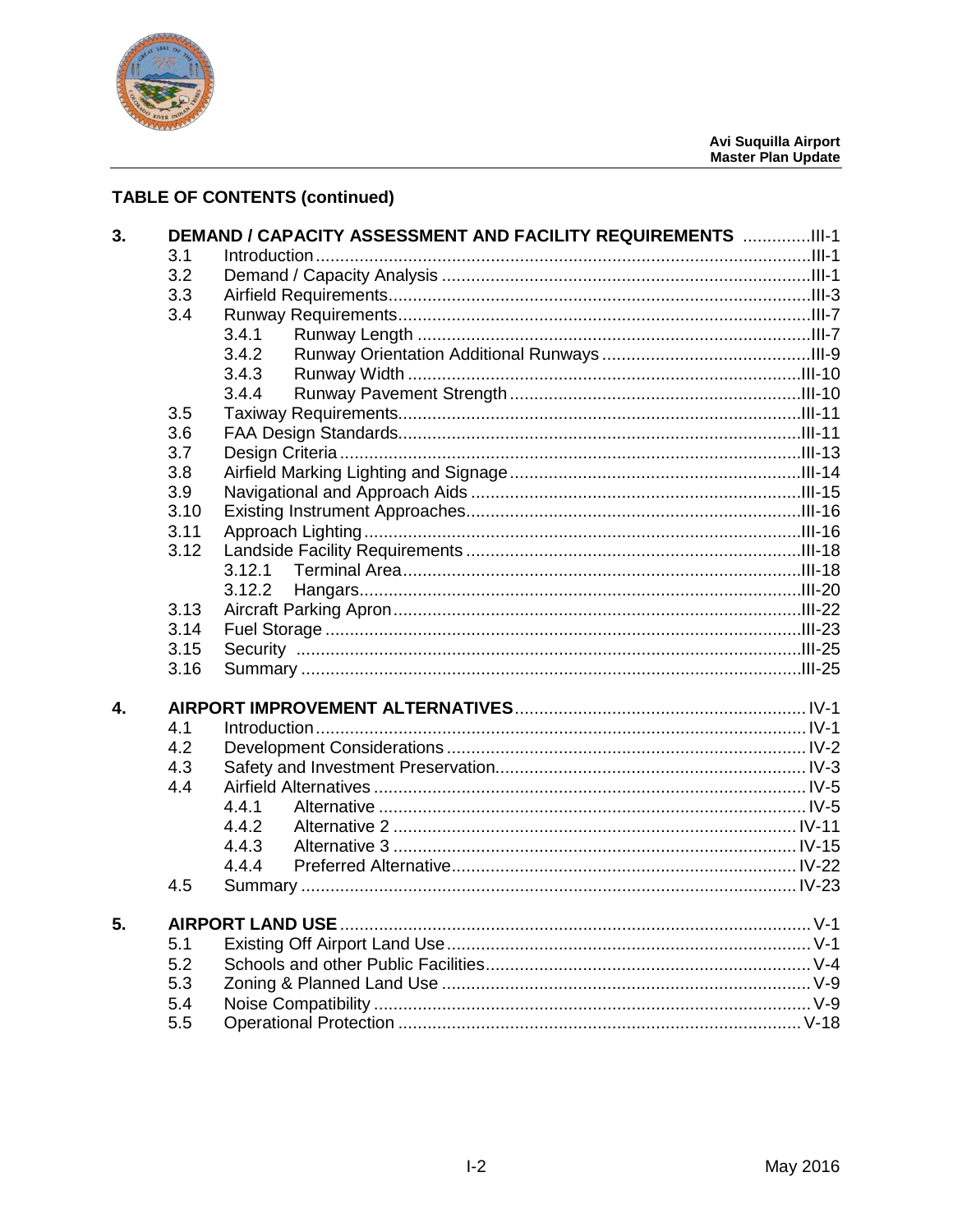## TABLE OF CONTENTS (continued)

| | | | |
|---|---|---|---|
| **3.** | **DEMAND / CAPACITY ASSESSMENT AND FACILITY REQUIREMENTS** | | III-1 |
| | 3.1 | Introduction | III-1 |
| | 3.2 | Demand / Capacity Analysis | III-1 |
| | 3.3 | Airfield Requirements | III-3 |
| | 3.4 | Runway Requirements | III-7 |
| | | 3.4.1 Runway Length | III-7 |
| | | 3.4.2 Runway Orientation Additional Runways | III-9 |
| | | 3.4.3 Runway Width | III-10 |
| | | 3.4.4 Runway Pavement Strength | III-10 |
| | 3.5 | Taxiway Requirements | III-11 |
| | 3.6 | FAA Design Standards | III-11 |
| | 3.7 | Design Criteria | III-13 |
| | 3.8 | Airfield Marking Lighting and Signage | III-14 |
| | 3.9 | Navigational and Approach Aids | III-15 |
| | 3.10 | Existing Instrument Approaches | III-16 |
| | 3.11 | Approach Lighting | III-16 |
| | 3.12 | Landside Facility Requirements | III-18 |
| | | 3.12.1 Terminal Area | III-18 |
| | | 3.12.2 Hangars | III-20 |
| | 3.13 | Aircraft Parking Apron | III-22 |
| | 3.14 | Fuel Storage | III-23 |
| | 3.15 | Security | III-25 |
| | 3.16 | Summary | III-25 |
| **4.** | **AIRPORT IMPROVEMENT ALTERNATIVES** | | IV-1 |
| | 4.1 | Introduction | IV-1 |
| | 4.2 | Development Considerations | IV-2 |
| | 4.3 | Safety and Investment Preservation | IV-3 |
| | 4.4 | Airfield Alternatives | IV-5 |
| | | 4.4.1 Alternative | IV-5 |
| | | 4.4.2 Alternative 2 | IV-11 |
| | | 4.4.3 Alternative 3 | IV-15 |
| | | 4.4.4 Preferred Alternative | IV-22 |
| | 4.5 | Summary | IV-23 |
| **5.** | **AIRPORT LAND USE** | | V-1 |
| | 5.1 | Existing Off Airport Land Use | V-1 |
| | 5.2 | Schools and other Public Facilities | V-4 |
| | 5.3 | Zoning & Planned Land Use | V-9 |
| | 5.4 | Noise Compatibility | V-9 |
| | 5.5 | Operational Protection | V-18 |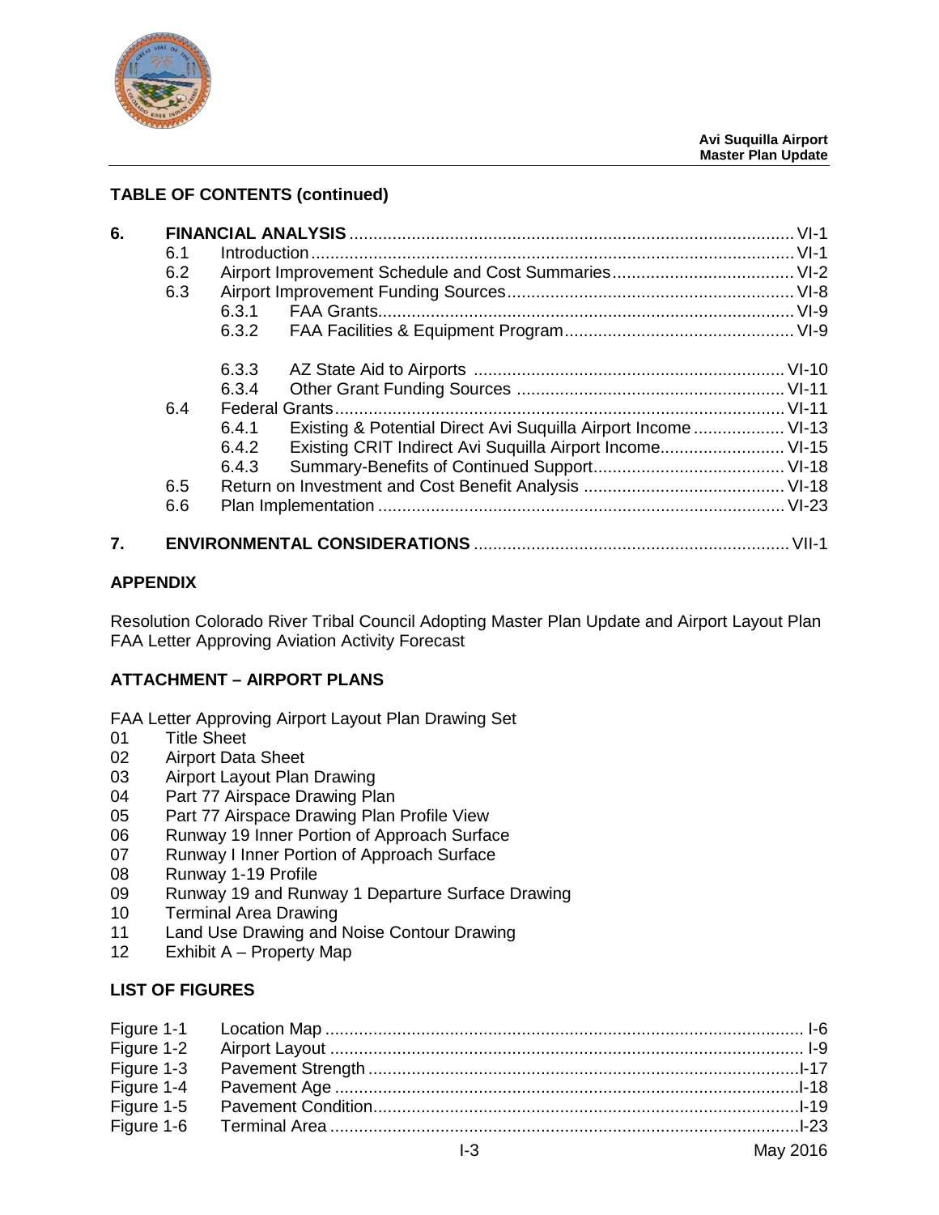## TABLE OF CONTENTS (continued)

**6. FINANCIAL ANALYSIS** .......... VI-1
- 6.1 Introduction .......... VI-1
- 6.2 Airport Improvement Schedule and Cost Summaries .......... VI-2
- 6.3 Airport Improvement Funding Sources .......... VI-8
  - 6.3.1 FAA Grants .......... VI-9
  - 6.3.2 FAA Facilities & Equipment Program .......... VI-9
  - 6.3.3 AZ State Aid to Airports .......... VI-10
  - 6.3.4 Other Grant Funding Sources .......... VI-11
- 6.4 Federal Grants .......... VI-11
  - 6.4.1 Existing & Potential Direct Avi Suquilla Airport Income .......... VI-13
  - 6.4.2 Existing CRIT Indirect Avi Suquilla Airport Income .......... VI-15
  - 6.4.3 Summary-Benefits of Continued Support .......... VI-18
- 6.5 Return on Investment and Cost Benefit Analysis .......... VI-18
- 6.6 Plan Implementation .......... VI-23

**7. ENVIRONMENTAL CONSIDERATIONS** .......... VII-1

## APPENDIX

Resolution Colorado River Tribal Council Adopting Master Plan Update and Airport Layout Plan
FAA Letter Approving Aviation Activity Forecast

## ATTACHMENT – AIRPORT PLANS

FAA Letter Approving Airport Layout Plan Drawing Set

- 01 Title Sheet
- 02 Airport Data Sheet
- 03 Airport Layout Plan Drawing
- 04 Part 77 Airspace Drawing Plan
- 05 Part 77 Airspace Drawing Plan Profile View
- 06 Runway 19 Inner Portion of Approach Surface
- 07 Runway I Inner Portion of Approach Surface
- 08 Runway 1-19 Profile
- 09 Runway 19 and Runway 1 Departure Surface Drawing
- 10 Terminal Area Drawing
- 11 Land Use Drawing and Noise Contour Drawing
- 12 Exhibit A – Property Map

## LIST OF FIGURES

- Figure 1-1 Location Map .......... I-6
- Figure 1-2 Airport Layout .......... I-9
- Figure 1-3 Pavement Strength .......... I-17
- Figure 1-4 Pavement Age .......... I-18
- Figure 1-5 Pavement Condition .......... I-19
- Figure 1-6 Terminal Area .......... I-23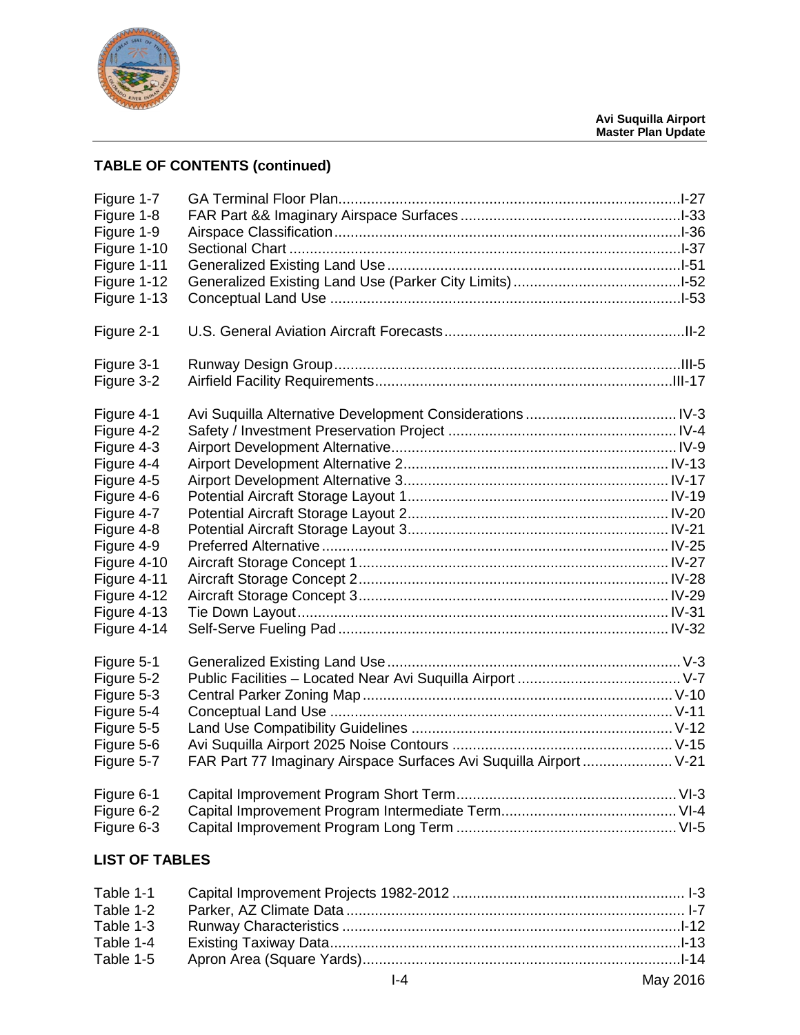## TABLE OF CONTENTS (continued)

| | | |
|---|---|---|
| Figure 1-7 | GA Terminal Floor Plan | I-27 |
| Figure 1-8 | FAR Part && Imaginary Airspace Surfaces | I-33 |
| Figure 1-9 | Airspace Classification | I-36 |
| Figure 1-10 | Sectional Chart | I-37 |
| Figure 1-11 | Generalized Existing Land Use | I-51 |
| Figure 1-12 | Generalized Existing Land Use (Parker City Limits) | I-52 |
| Figure 1-13 | Conceptual Land Use | I-53 |
| Figure 2-1 | U.S. General Aviation Aircraft Forecasts | II-2 |
| Figure 3-1 | Runway Design Group | III-5 |
| Figure 3-2 | Airfield Facility Requirements | III-17 |
| Figure 4-1 | Avi Suquilla Alternative Development Considerations | IV-3 |
| Figure 4-2 | Safety / Investment Preservation Project | IV-4 |
| Figure 4-3 | Airport Development Alternative | IV-9 |
| Figure 4-4 | Airport Development Alternative 2 | IV-13 |
| Figure 4-5 | Airport Development Alternative 3 | IV-17 |
| Figure 4-6 | Potential Aircraft Storage Layout 1 | IV-19 |
| Figure 4-7 | Potential Aircraft Storage Layout 2 | IV-20 |
| Figure 4-8 | Potential Aircraft Storage Layout 3 | IV-21 |
| Figure 4-9 | Preferred Alternative | IV-25 |
| Figure 4-10 | Aircraft Storage Concept 1 | IV-27 |
| Figure 4-11 | Aircraft Storage Concept 2 | IV-28 |
| Figure 4-12 | Aircraft Storage Concept 3 | IV-29 |
| Figure 4-13 | Tie Down Layout | IV-31 |
| Figure 4-14 | Self-Serve Fueling Pad | IV-32 |
| Figure 5-1 | Generalized Existing Land Use | V-3 |
| Figure 5-2 | Public Facilities – Located Near Avi Suquilla Airport | V-7 |
| Figure 5-3 | Central Parker Zoning Map | V-10 |
| Figure 5-4 | Conceptual Land Use | V-11 |
| Figure 5-5 | Land Use Compatibility Guidelines | V-12 |
| Figure 5-6 | Avi Suquilla Airport 2025 Noise Contours | V-15 |
| Figure 5-7 | FAR Part 77 Imaginary Airspace Surfaces Avi Suquilla Airport | V-21 |
| Figure 6-1 | Capital Improvement Program Short Term | VI-3 |
| Figure 6-2 | Capital Improvement Program Intermediate Term | VI-4 |
| Figure 6-3 | Capital Improvement Program Long Term | VI-5 |

## LIST OF TABLES

| | | |
|---|---|---|
| Table 1-1 | Capital Improvement Projects 1982-2012 | I-3 |
| Table 1-2 | Parker, AZ Climate Data | I-7 |
| Table 1-3 | Runway Characteristics | I-12 |
| Table 1-4 | Existing Taxiway Data | I-13 |
| Table 1-5 | Apron Area (Square Yards) | I-14 |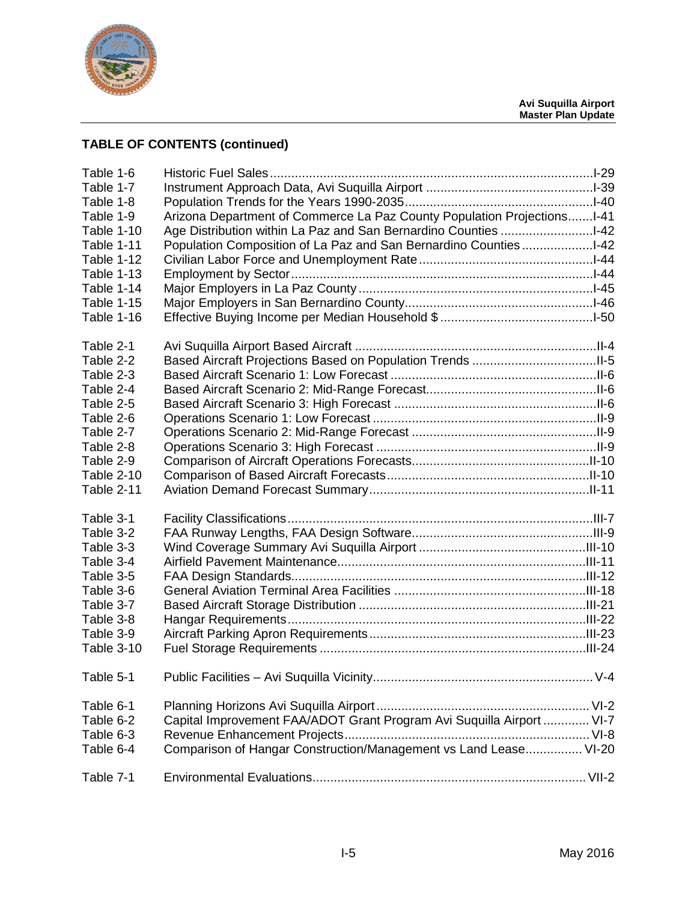## TABLE OF CONTENTS (continued)

| | | |
|---|---|---|
| Table 1-6 | Historic Fuel Sales | I-29 |
| Table 1-7 | Instrument Approach Data, Avi Suquilla Airport | I-39 |
| Table 1-8 | Population Trends for the Years 1990-2035 | I-40 |
| Table 1-9 | Arizona Department of Commerce La Paz County Population Projections | I-41 |
| Table 1-10 | Age Distribution within La Paz and San Bernardino Counties | I-42 |
| Table 1-11 | Population Composition of La Paz and San Bernardino Counties | I-42 |
| Table 1-12 | Civilian Labor Force and Unemployment Rate | I-44 |
| Table 1-13 | Employment by Sector | I-44 |
| Table 1-14 | Major Employers in La Paz County | I-45 |
| Table 1-15 | Major Employers in San Bernardino County | I-46 |
| Table 1-16 | Effective Buying Income per Median Household $ | I-50 |
| Table 2-1 | Avi Suquilla Airport Based Aircraft | II-4 |
| Table 2-2 | Based Aircraft Projections Based on Population Trends | II-5 |
| Table 2-3 | Based Aircraft Scenario 1: Low Forecast | II-6 |
| Table 2-4 | Based Aircraft Scenario 2: Mid-Range Forecast | II-6 |
| Table 2-5 | Based Aircraft Scenario 3: High Forecast | II-6 |
| Table 2-6 | Operations Scenario 1: Low Forecast | II-9 |
| Table 2-7 | Operations Scenario 2: Mid-Range Forecast | II-9 |
| Table 2-8 | Operations Scenario 3: High Forecast | II-9 |
| Table 2-9 | Comparison of Aircraft Operations Forecasts | II-10 |
| Table 2-10 | Comparison of Based Aircraft Forecasts | II-10 |
| Table 2-11 | Aviation Demand Forecast Summary | II-11 |
| Table 3-1 | Facility Classifications | III-7 |
| Table 3-2 | FAA Runway Lengths, FAA Design Software | III-9 |
| Table 3-3 | Wind Coverage Summary Avi Suquilla Airport | III-10 |
| Table 3-4 | Airfield Pavement Maintenance | III-11 |
| Table 3-5 | FAA Design Standards | III-12 |
| Table 3-6 | General Aviation Terminal Area Facilities | III-18 |
| Table 3-7 | Based Aircraft Storage Distribution | III-21 |
| Table 3-8 | Hangar Requirements | III-22 |
| Table 3-9 | Aircraft Parking Apron Requirements | III-23 |
| Table 3-10 | Fuel Storage Requirements | III-24 |
| Table 5-1 | Public Facilities – Avi Suquilla Vicinity | V-4 |
| Table 6-1 | Planning Horizons Avi Suquilla Airport | VI-2 |
| Table 6-2 | Capital Improvement FAA/ADOT Grant Program Avi Suquilla Airport | VI-7 |
| Table 6-3 | Revenue Enhancement Projects | VI-8 |
| Table 6-4 | Comparison of Hangar Construction/Management vs Land Lease | VI-20 |
| Table 7-1 | Environmental Evaluations | VII-2 |